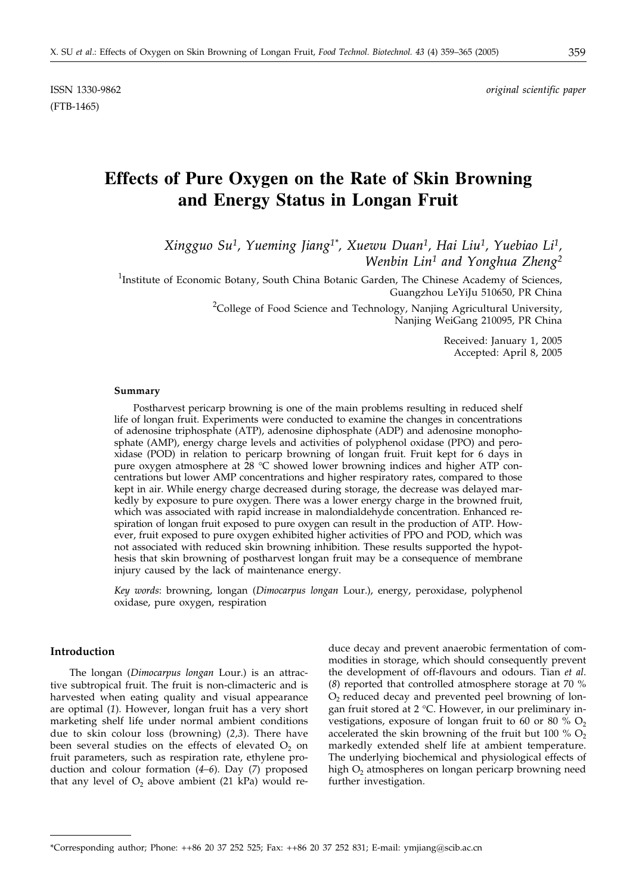ISSN 1330-9862 *original scientific paper*
(FTB-1465)

# Effects of Pure Oxygen on the Rate of Skin Browning and Energy Status in Longan Fruit

*Xingguo Su[1], Yueming Jiang[1*], Xuewu Duan[1], Hai Liu[1], Yuebiao Li[1], Wenbin Lin[1] and Yonghua Zheng[2]*

[1]Institute of Economic Botany, South China Botanic Garden, The Chinese Academy of Sciences, Guangzhou LeYiJu 510650, PR China

[2]College of Food Science and Technology, Nanjing Agricultural University, Nanjing WeiGang 210095, PR China

Received: January 1, 2005
Accepted: April 8, 2005

### Summary

Postharvest pericarp browning is one of the main problems resulting in reduced shelf life of longan fruit. Experiments were conducted to examine the changes in concentrations of adenosine triphosphate (ATP), adenosine diphosphate (ADP) and adenosine monophosphate (AMP), energy charge levels and activities of polyphenol oxidase (PPO) and peroxidase (POD) in relation to pericarp browning of longan fruit. Fruit kept for 6 days in pure oxygen atmosphere at 28 °C showed lower browning indices and higher ATP concentrations but lower AMP concentrations and higher respiratory rates, compared to those kept in air. While energy charge decreased during storage, the decrease was delayed markedly by exposure to pure oxygen. There was a lower energy charge in the browned fruit, which was associated with rapid increase in malondialdehyde concentration. Enhanced respiration of longan fruit exposed to pure oxygen can result in the production of ATP. However, fruit exposed to pure oxygen exhibited higher activities of PPO and POD, which was not associated with reduced skin browning inhibition. These results supported the hypothesis that skin browning of postharvest longan fruit may be a consequence of membrane injury caused by the lack of maintenance energy.

*Key words*: browning, longan (*Dimocarpus longan* Lour.), energy, peroxidase, polyphenol oxidase, pure oxygen, respiration

### Introduction

The longan (*Dimocarpus longan* Lour.) is an attractive subtropical fruit. The fruit is non-climacteric and is harvested when eating quality and visual appearance are optimal (*1*). However, longan fruit has a very short marketing shelf life under normal ambient conditions due to skin colour loss (browning) (*2,3*). There have been several studies on the effects of elevated $O_2$ on fruit parameters, such as respiration rate, ethylene production and colour formation (*4–6*). Day (*7*) proposed that any level of $O_2$ above ambient (21 kPa) would reduce decay and prevent anaerobic fermentation of commodities in storage, which should consequently prevent the development of off-flavours and odours. Tian *et al*. (*8*) reported that controlled atmosphere storage at 70 % $O_2$ reduced decay and prevented peel browning of longan fruit stored at 2 °C. However, in our preliminary investigations, exposure of longan fruit to 60 or 80 % $O_2$ accelerated the skin browning of the fruit but 100 % $O_2$ markedly extended shelf life at ambient temperature. The underlying biochemical and physiological effects of high $O_2$ atmospheres on longan pericarp browning need further investigation.

---

*Corresponding author; Phone: ++86 20 37 252 525; Fax: ++86 20 37 252 831; E-mail: ymjiang@scib.ac.cn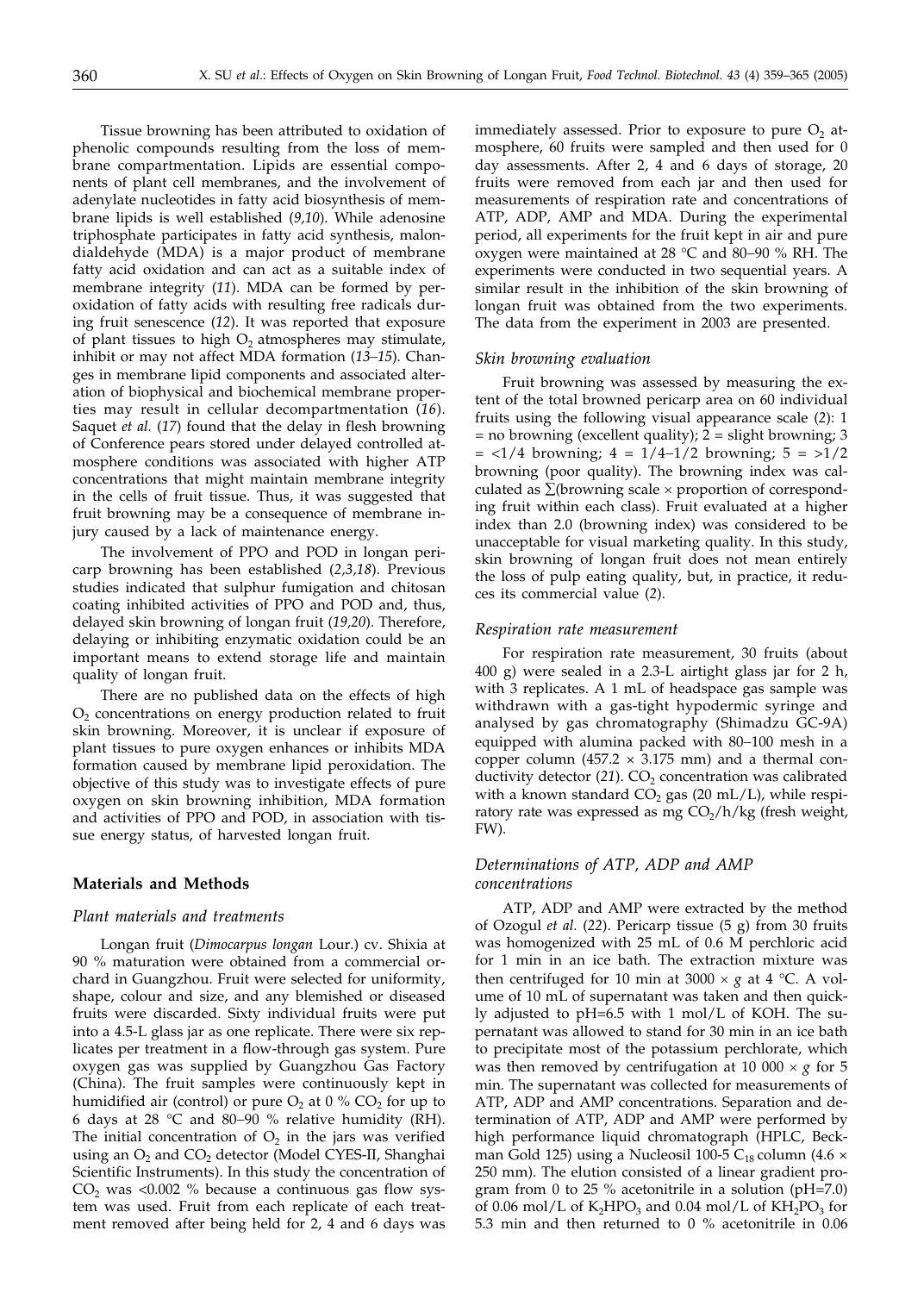Tissue browning has been attributed to oxidation of phenolic compounds resulting from the loss of membrane compartmentation. Lipids are essential components of plant cell membranes, and the involvement of adenylate nucleotides in fatty acid biosynthesis of membrane lipids is well established (*9,10*). While adenosine triphosphate participates in fatty acid synthesis, malondialdehyde (MDA) is a major product of membrane fatty acid oxidation and can act as a suitable index of membrane integrity (*11*). MDA can be formed by peroxidation of fatty acids with resulting free radicals during fruit senescence (*12*). It was reported that exposure of plant tissues to high $O_2$ atmospheres may stimulate, inhibit or may not affect MDA formation (*13–15*). Changes in membrane lipid components and associated alteration of biophysical and biochemical membrane properties may result in cellular decompartmentation (*16*). Saquet *et al.* (*17*) found that the delay in flesh browning of Conference pears stored under delayed controlled atmosphere conditions was associated with higher ATP concentrations that might maintain membrane integrity in the cells of fruit tissue. Thus, it was suggested that fruit browning may be a consequence of membrane injury caused by a lack of maintenance energy.

The involvement of PPO and POD in longan pericarp browning has been established (*2,3,18*). Previous studies indicated that sulphur fumigation and chitosan coating inhibited activities of PPO and POD and, thus, delayed skin browning of longan fruit (*19,20*). Therefore, delaying or inhibiting enzymatic oxidation could be an important means to extend storage life and maintain quality of longan fruit.

There are no published data on the effects of high $O_2$ concentrations on energy production related to fruit skin browning. Moreover, it is unclear if exposure of plant tissues to pure oxygen enhances or inhibits MDA formation caused by membrane lipid peroxidation. The objective of this study was to investigate effects of pure oxygen on skin browning inhibition, MDA formation and activities of PPO and POD, in association with tissue energy status, of harvested longan fruit.

## Materials and Methods

### *Plant materials and treatments*

Longan fruit (*Dimocarpus longan* Lour.) cv. Shixia at 90 % maturation were obtained from a commercial orchard in Guangzhou. Fruit were selected for uniformity, shape, colour and size, and any blemished or diseased fruits were discarded. Sixty individual fruits were put into a 4.5-L glass jar as one replicate. There were six replicates per treatment in a flow-through gas system. Pure oxygen gas was supplied by Guangzhou Gas Factory (China). The fruit samples were continuously kept in humidified air (control) or pure $O_2$ at 0 % $CO_2$ for up to 6 days at 28 °C and 80–90 % relative humidity (RH). The initial concentration of $O_2$ in the jars was verified using an $O_2$ and $CO_2$ detector (Model CYES-II, Shanghai Scientific Instruments). In this study the concentration of $CO_2$ was <0.002 % because a continuous gas flow system was used. Fruit from each replicate of each treatment removed after being held for 2, 4 and 6 days was immediately assessed. Prior to exposure to pure $O_2$ atmosphere, 60 fruits were sampled and then used for 0 day assessments. After 2, 4 and 6 days of storage, 20 fruits were removed from each jar and then used for measurements of respiration rate and concentrations of ATP, ADP, AMP and MDA. During the experimental period, all experiments for the fruit kept in air and pure oxygen were maintained at 28 °C and 80–90 % RH. The experiments were conducted in two sequential years. A similar result in the inhibition of the skin browning of longan fruit was obtained from the two experiments. The data from the experiment in 2003 are presented.

### *Skin browning evaluation*

Fruit browning was assessed by measuring the extent of the total browned pericarp area on 60 individual fruits using the following visual appearance scale (*2*): 1 = no browning (excellent quality); 2 = slight browning; 3 = <1/4 browning; 4 = 1/4–1/2 browning; 5 = >1/2 browning (poor quality). The browning index was calculated as ∑(browning scale × proportion of corresponding fruit within each class). Fruit evaluated at a higher index than 2.0 (browning index) was considered to be unacceptable for visual marketing quality. In this study, skin browning of longan fruit does not mean entirely the loss of pulp eating quality, but, in practice, it reduces its commercial value (*2*).

### *Respiration rate measurement*

For respiration rate measurement, 30 fruits (about 400 g) were sealed in a 2.3-L airtight glass jar for 2 h, with 3 replicates. A 1 mL of headspace gas sample was withdrawn with a gas-tight hypodermic syringe and analysed by gas chromatography (Shimadzu GC-9A) equipped with alumina packed with 80–100 mesh in a copper column (457.2 × 3.175 mm) and a thermal conductivity detector (*21*). $CO_2$ concentration was calibrated with a known standard $CO_2$ gas (20 mL/L), while respiratory rate was expressed as mg $CO_2$/h/kg (fresh weight, FW).

### *Determinations of ATP, ADP and AMP concentrations*

ATP, ADP and AMP were extracted by the method of Ozogul *et al.* (*22*). Pericarp tissue (5 g) from 30 fruits was homogenized with 25 mL of 0.6 M perchloric acid for 1 min in an ice bath. The extraction mixture was then centrifuged for 10 min at 3000 × *g* at 4 °C. A volume of 10 mL of supernatant was taken and then quickly adjusted to pH=6.5 with 1 mol/L of KOH. The supernatant was allowed to stand for 30 min in an ice bath to precipitate most of the potassium perchlorate, which was then removed by centrifugation at 10 000 × *g* for 5 min. The supernatant was collected for measurements of ATP, ADP and AMP concentrations. Separation and determination of ATP, ADP and AMP were performed by high performance liquid chromatograph (HPLC, Beckman Gold 125) using a Nucleosil 100-5 $C_{18}$ column (4.6 × 250 mm). The elution consisted of a linear gradient program from 0 to 25 % acetonitrile in a solution (pH=7.0) of 0.06 mol/L of $K_2HPO_3$ and 0.04 mol/L of $KH_2PO_3$ for 5.3 min and then returned to 0 % acetonitrile in 0.06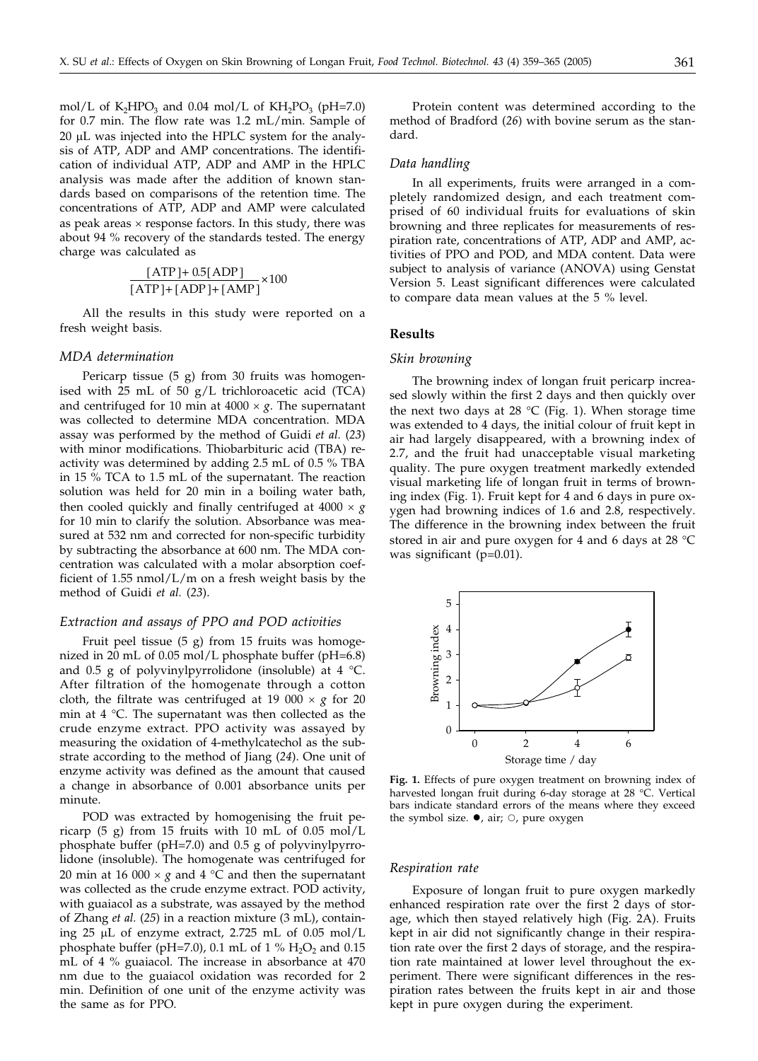mol/L of $K_2HPO_3$ and 0.04 mol/L of $KH_2PO_3$ (pH=7.0) for 0.7 min. The flow rate was 1.2 mL/min. Sample of 20 μL was injected into the HPLC system for the analysis of ATP, ADP and AMP concentrations. The identification of individual ATP, ADP and AMP in the HPLC analysis was made after the addition of known standards based on comparisons of the retention time. The concentrations of ATP, ADP and AMP were calculated as peak areas × response factors. In this study, there was about 94 % recovery of the standards tested. The energy charge was calculated as

$$\frac{[\mathrm{ATP}]+0.5[\mathrm{ADP}]}{[\mathrm{ATP}]+[\mathrm{ADP}]+[\mathrm{AMP}]}\times 100$$

All the results in this study were reported on a fresh weight basis.

### *MDA determination*

Pericarp tissue (5 g) from 30 fruits was homogenised with 25 mL of 50 g/L trichloroacetic acid (TCA) and centrifuged for 10 min at 4000 × *g*. The supernatant was collected to determine MDA concentration. MDA assay was performed by the method of Guidi *et al.* (*23*) with minor modifications. Thiobarbituric acid (TBA) reactivity was determined by adding 2.5 mL of 0.5 % TBA in 15 % TCA to 1.5 mL of the supernatant. The reaction solution was held for 20 min in a boiling water bath, then cooled quickly and finally centrifuged at 4000 × *g* for 10 min to clarify the solution. Absorbance was measured at 532 nm and corrected for non-specific turbidity by subtracting the absorbance at 600 nm. The MDA concentration was calculated with a molar absorption coefficient of 1.55 nmol/L/m on a fresh weight basis by the method of Guidi *et al.* (*23*).

### *Extraction and assays of PPO and POD activities*

Fruit peel tissue (5 g) from 15 fruits was homogenized in 20 mL of 0.05 mol/L phosphate buffer (pH=6.8) and 0.5 g of polyvinylpyrrolidone (insoluble) at 4 °C. After filtration of the homogenate through a cotton cloth, the filtrate was centrifuged at 19 000 × *g* for 20 min at 4 °C. The supernatant was then collected as the crude enzyme extract. PPO activity was assayed by measuring the oxidation of 4-methylcatechol as the substrate according to the method of Jiang (*24*). One unit of enzyme activity was defined as the amount that caused a change in absorbance of 0.001 absorbance units per minute.

POD was extracted by homogenising the fruit pericarp (5 g) from 15 fruits with 10 mL of 0.05 mol/L phosphate buffer (pH=7.0) and 0.5 g of polyvinylpyrrolidone (insoluble). The homogenate was centrifuged for 20 min at 16 000 × *g* and 4 °C and then the supernatant was collected as the crude enzyme extract. POD activity, with guaiacol as a substrate, was assayed by the method of Zhang *et al.* (*25*) in a reaction mixture (3 mL), containing 25 μL of enzyme extract, 2.725 mL of 0.05 mol/L phosphate buffer (pH=7.0), 0.1 mL of 1 % $H_2O_2$ and 0.15 mL of 4 % guaiacol. The increase in absorbance at 470 nm due to the guaiacol oxidation was recorded for 2 min. Definition of one unit of the enzyme activity was the same as for PPO.

Protein content was determined according to the method of Bradford (*26*) with bovine serum as the standard.

### *Data handling*

In all experiments, fruits were arranged in a completely randomized design, and each treatment comprised of 60 individual fruits for evaluations of skin browning and three replicates for measurements of respiration rate, concentrations of ATP, ADP and AMP, activities of PPO and POD, and MDA content. Data were subject to analysis of variance (ANOVA) using Genstat Version 5. Least significant differences were calculated to compare data mean values at the 5 % level.

## Results

### *Skin browning*

The browning index of longan fruit pericarp increased slowly within the first 2 days and then quickly over the next two days at 28 °C (Fig. 1). When storage time was extended to 4 days, the initial colour of fruit kept in air had largely disappeared, with a browning index of 2.7, and the fruit had unacceptable visual marketing quality. The pure oxygen treatment markedly extended visual marketing life of longan fruit in terms of browning index (Fig. 1). Fruit kept for 4 and 6 days in pure oxygen had browning indices of 1.6 and 2.8, respectively. The difference in the browning index between the fruit stored in air and pure oxygen for 4 and 6 days at 28 °C was significant (p=0.01).

**Fig. 1.** Effects of pure oxygen treatment on browning index of harvested longan fruit during 6-day storage at 28 °C. Vertical bars indicate standard errors of the means where they exceed the symbol size. ●, air; ○, pure oxygen

### *Respiration rate*

Exposure of longan fruit to pure oxygen markedly enhanced respiration rate over the first 2 days of storage, which then stayed relatively high (Fig. 2A). Fruits kept in air did not significantly change in their respiration rate over the first 2 days of storage, and the respiration rate maintained at lower level throughout the experiment. There were significant differences in the respiration rates between the fruits kept in air and those kept in pure oxygen during the experiment.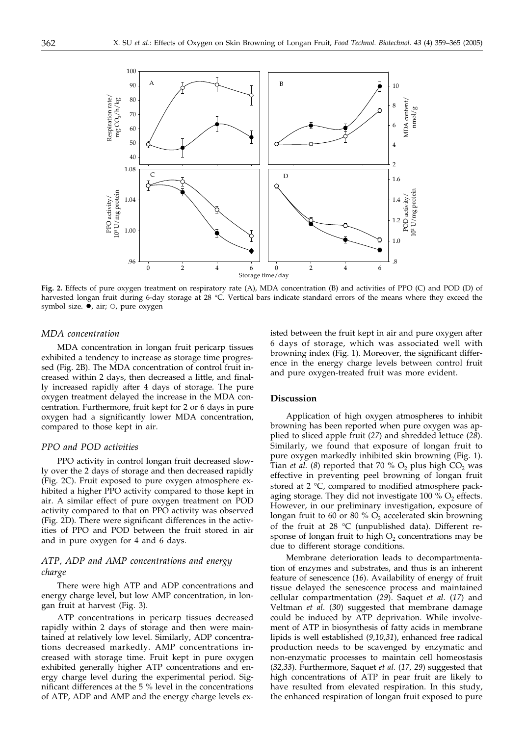**Fig. 2.** Effects of pure oxygen treatment on respiratory rate (A), MDA concentration (B) and activities of PPO (C) and POD (D) of harvested longan fruit during 6-day storage at 28 °C. Vertical bars indicate standard errors of the means where they exceed the symbol size. ●, air; ○, pure oxygen

### *MDA concentration*

MDA concentration in longan fruit pericarp tissues exhibited a tendency to increase as storage time progressed (Fig. 2B). The MDA concentration of control fruit increased within 2 days, then decreased a little, and finally increased rapidly after 4 days of storage. The pure oxygen treatment delayed the increase in the MDA concentration. Furthermore, fruit kept for 2 or 6 days in pure oxygen had a significantly lower MDA concentration, compared to those kept in air.

### *PPO and POD activities*

PPO activity in control longan fruit decreased slowly over the 2 days of storage and then decreased rapidly (Fig. 2C). Fruit exposed to pure oxygen atmosphere exhibited a higher PPO activity compared to those kept in air. A similar effect of pure oxygen treatment on POD activity compared to that on PPO activity was observed (Fig. 2D). There were significant differences in the activities of PPO and POD between the fruit stored in air and in pure oxygen for 4 and 6 days.

### *ATP, ADP and AMP concentrations and energy charge*

There were high ATP and ADP concentrations and energy charge level, but low AMP concentration, in longan fruit at harvest (Fig. 3).

ATP concentrations in pericarp tissues decreased rapidly within 2 days of storage and then were maintained at relatively low level. Similarly, ADP concentrations decreased markedly. AMP concentrations increased with storage time. Fruit kept in pure oxygen exhibited generally higher ATP concentrations and energy charge level during the experimental period. Significant differences at the 5 % level in the concentrations of ATP, ADP and AMP and the energy charge levels existed between the fruit kept in air and pure oxygen after 6 days of storage, which was associated well with browning index (Fig. 1). Moreover, the significant difference in the energy charge levels between control fruit and pure oxygen-treated fruit was more evident.

## Discussion

Application of high oxygen atmospheres to inhibit browning has been reported when pure oxygen was applied to sliced apple fruit (*27*) and shredded lettuce (*28*). Similarly, we found that exposure of longan fruit to pure oxygen markedly inhibited skin browning (Fig. 1). Tian *et al.* (*8*) reported that 70 % $O_2$ plus high $CO_2$ was effective in preventing peel browning of longan fruit stored at 2 °C, compared to modified atmosphere packaging storage. They did not investigate 100 % $O_2$ effects. However, in our preliminary investigation, exposure of longan fruit to 60 or 80 % $O_2$ accelerated skin browning of the fruit at 28 °C (unpublished data). Different response of longan fruit to high $O_2$ concentrations may be due to different storage conditions.

Membrane deterioration leads to decompartmentation of enzymes and substrates, and thus is an inherent feature of senescence (*16*). Availability of energy of fruit tissue delayed the senescence process and maintained cellular compartmentation (*29*). Saquet *et al.* (*17*) and Veltman *et al.* (*30*) suggested that membrane damage could be induced by ATP deprivation. While involvement of ATP in biosynthesis of fatty acids in membrane lipids is well established (*9,10,31*), enhanced free radical production needs to be scavenged by enzymatic and non-enzymatic processes to maintain cell homeostasis (*32,33*). Furthermore, Saquet *et al.* (*17, 29*) suggested that high concentrations of ATP in pear fruit are likely to have resulted from elevated respiration. In this study, the enhanced respiration of longan fruit exposed to pure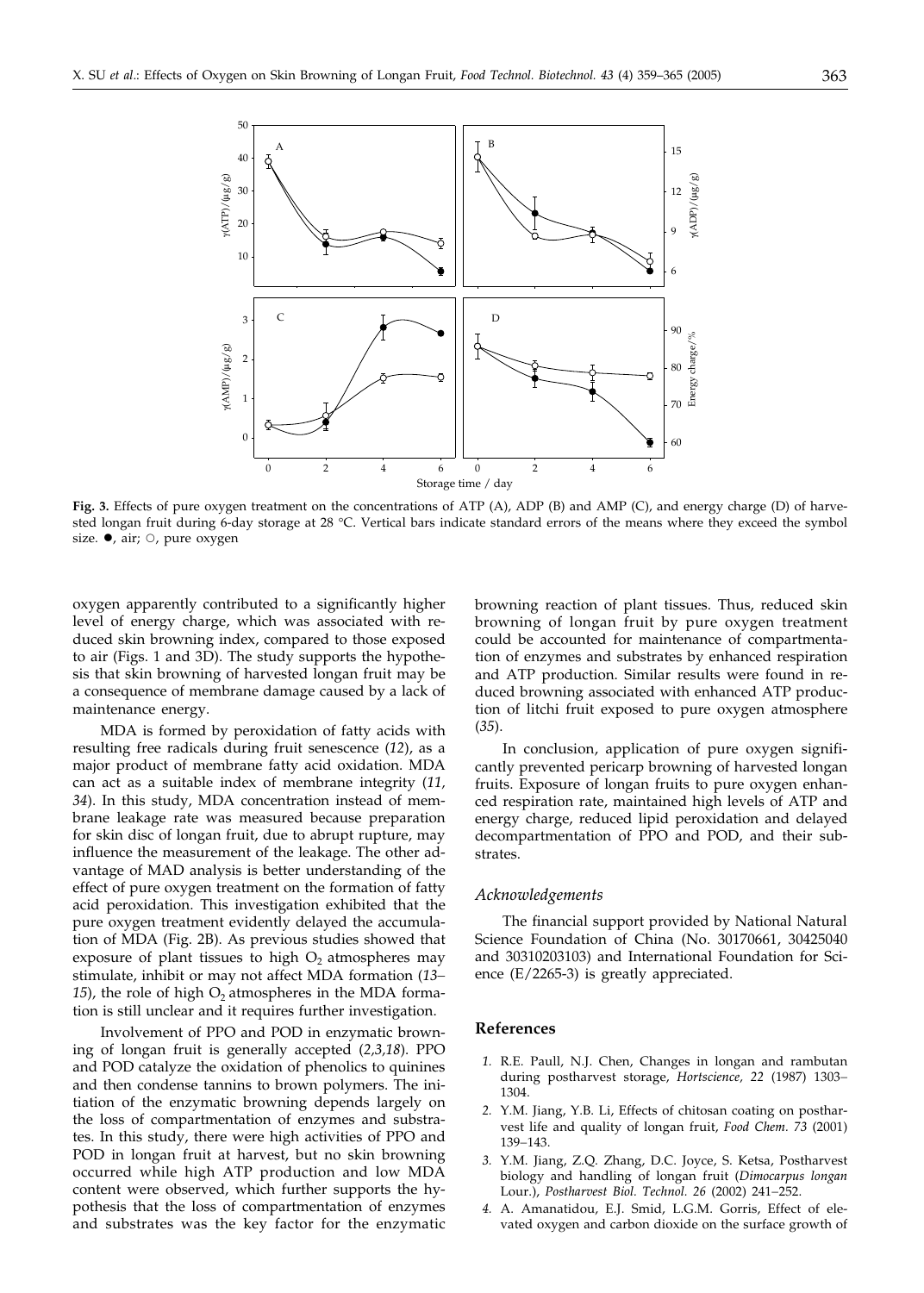**Fig. 3.** Effects of pure oxygen treatment on the concentrations of ATP (A), ADP (B) and AMP (C), and energy charge (D) of harvested longan fruit during 6-day storage at 28 °C. Vertical bars indicate standard errors of the means where they exceed the symbol size. ●, air; ○, pure oxygen

oxygen apparently contributed to a significantly higher level of energy charge, which was associated with reduced skin browning index, compared to those exposed to air (Figs. 1 and 3D). The study supports the hypothesis that skin browning of harvested longan fruit may be a consequence of membrane damage caused by a lack of maintenance energy.

MDA is formed by peroxidation of fatty acids with resulting free radicals during fruit senescence (*12*), as a major product of membrane fatty acid oxidation. MDA can act as a suitable index of membrane integrity (*11, 34*). In this study, MDA concentration instead of membrane leakage rate was measured because preparation for skin disc of longan fruit, due to abrupt rupture, may influence the measurement of the leakage. The other advantage of MAD analysis is better understanding of the effect of pure oxygen treatment on the formation of fatty acid peroxidation. This investigation exhibited that the pure oxygen treatment evidently delayed the accumulation of MDA (Fig. 2B). As previous studies showed that exposure of plant tissues to high $O_2$ atmospheres may stimulate, inhibit or may not affect MDA formation (*13–15*), the role of high $O_2$ atmospheres in the MDA formation is still unclear and it requires further investigation.

Involvement of PPO and POD in enzymatic browning of longan fruit is generally accepted (*2,3,18*). PPO and POD catalyze the oxidation of phenolics to quinines and then condense tannins to brown polymers. The initiation of the enzymatic browning depends largely on the loss of compartmentation of enzymes and substrates. In this study, there were high activities of PPO and POD in longan fruit at harvest, but no skin browning occurred while high ATP production and low MDA content were observed, which further supports the hypothesis that the loss of compartmentation of enzymes and substrates was the key factor for the enzymatic browning reaction of plant tissues. Thus, reduced skin browning of longan fruit by pure oxygen treatment could be accounted for maintenance of compartmentation of enzymes and substrates by enhanced respiration and ATP production. Similar results were found in reduced browning associated with enhanced ATP production of litchi fruit exposed to pure oxygen atmosphere (*35*).

In conclusion, application of pure oxygen significantly prevented pericarp browning of harvested longan fruits. Exposure of longan fruits to pure oxygen enhanced respiration rate, maintained high levels of ATP and energy charge, reduced lipid peroxidation and delayed decompartmentation of PPO and POD, and their substrates.

### *Acknowledgements*

The financial support provided by National Natural Science Foundation of China (No. 30170661, 30425040 and 30310203103) and International Foundation for Science (E/2265-3) is greatly appreciated.

## References

1. R.E. Paull, N.J. Chen, Changes in longan and rambutan during postharvest storage, *Hortscience, 22* (1987) 1303–1304.
2. Y.M. Jiang, Y.B. Li, Effects of chitosan coating on postharvest life and quality of longan fruit, *Food Chem. 73* (2001) 139–143.
3. Y.M. Jiang, Z.Q. Zhang, D.C. Joyce, S. Ketsa, Postharvest biology and handling of longan fruit (*Dimocarpus longan* Lour.), *Postharvest Biol. Technol. 26* (2002) 241–252.
4. A. Amanatidou, E.J. Smid, L.G.M. Gorris, Effect of elevated oxygen and carbon dioxide on the surface growth of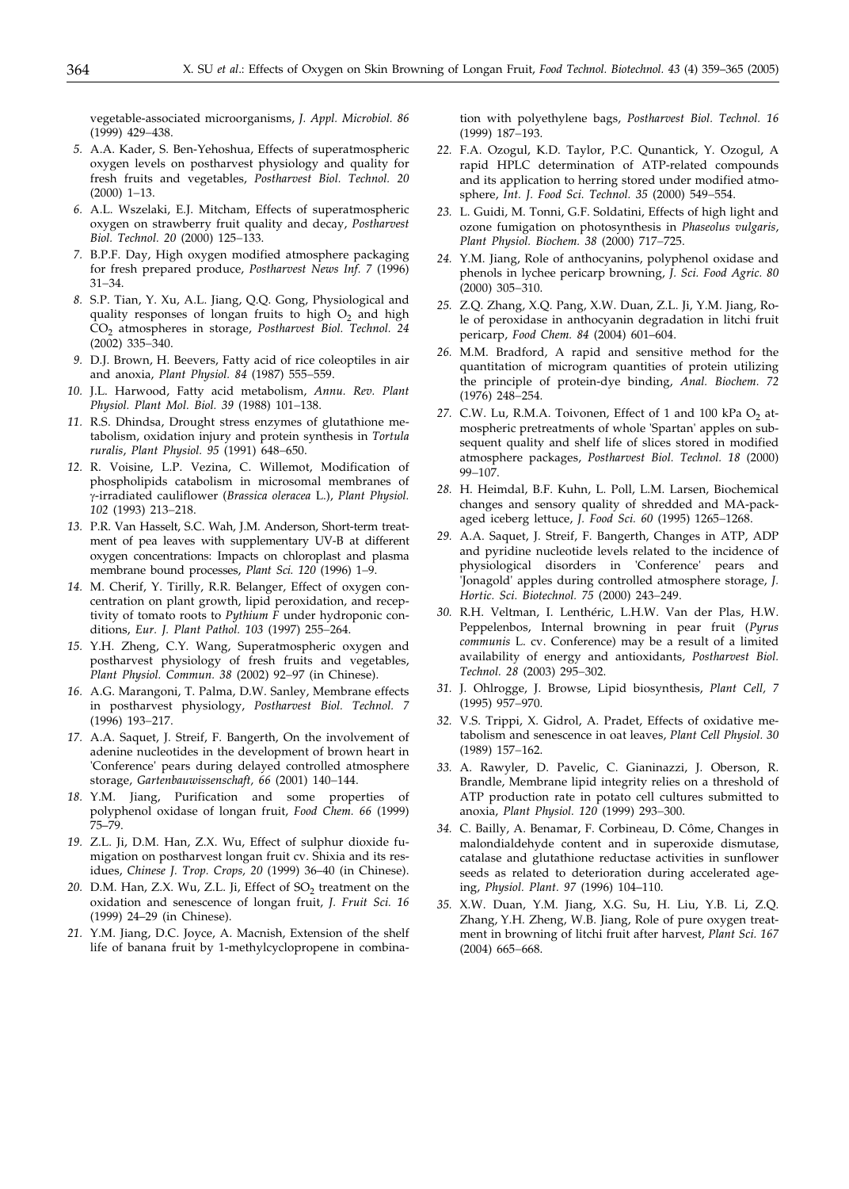vegetable-associated microorganisms, *J. Appl. Microbiol. 86* (1999) 429–438.

5. A.A. Kader, S. Ben-Yehoshua, Effects of superatmospheric oxygen levels on postharvest physiology and quality for fresh fruits and vegetables, *Postharvest Biol. Technol. 20* (2000) 1–13.
6. A.L. Wszelaki, E.J. Mitcham, Effects of superatmospheric oxygen on strawberry fruit quality and decay, *Postharvest Biol. Technol. 20* (2000) 125–133.
7. B.P.F. Day, High oxygen modified atmosphere packaging for fresh prepared produce, *Postharvest News Inf. 7* (1996) 31–34.
8. S.P. Tian, Y. Xu, A.L. Jiang, Q.Q. Gong, Physiological and quality responses of longan fruits to high $O_2$ and high $CO_2$ atmospheres in storage, *Postharvest Biol. Technol. 24* (2002) 335–340.
9. D.J. Brown, H. Beevers, Fatty acid of rice coleoptiles in air and anoxia, *Plant Physiol. 84* (1987) 555–559.
10. J.L. Harwood, Fatty acid metabolism, *Annu. Rev. Plant Physiol. Plant Mol. Biol. 39* (1988) 101–138.
11. R.S. Dhindsa, Drought stress enzymes of glutathione metabolism, oxidation injury and protein synthesis in *Tortula ruralis*, *Plant Physiol. 95* (1991) 648–650.
12. R. Voisine, L.P. Vezina, C. Willemot, Modification of phospholipids catabolism in microsomal membranes of γ-irradiated cauliflower (*Brassica oleracea* L.), *Plant Physiol. 102* (1993) 213–218.
13. P.R. Van Hasselt, S.C. Wah, J.M. Anderson, Short-term treatment of pea leaves with supplementary UV-B at different oxygen concentrations: Impacts on chloroplast and plasma membrane bound processes, *Plant Sci. 120* (1996) 1–9.
14. M. Cherif, Y. Tirilly, R.R. Belanger, Effect of oxygen concentration on plant growth, lipid peroxidation, and receptivity of tomato roots to *Pythium F* under hydroponic conditions, *Eur. J. Plant Pathol. 103* (1997) 255–264.
15. Y.H. Zheng, C.Y. Wang, Superatmospheric oxygen and postharvest physiology of fresh fruits and vegetables, *Plant Physiol. Commun. 38* (2002) 92–97 (in Chinese).
16. A.G. Marangoni, T. Palma, D.W. Sanley, Membrane effects in postharvest physiology, *Postharvest Biol. Technol. 7* (1996) 193–217.
17. A.A. Saquet, J. Streif, F. Bangerth, On the involvement of adenine nucleotides in the development of brown heart in 'Conference' pears during delayed controlled atmosphere storage, *Gartenbauwissenschaft, 66* (2001) 140–144.
18. Y.M. Jiang, Purification and some properties of polyphenol oxidase of longan fruit, *Food Chem. 66* (1999) 75–79.
19. Z.L. Ji, D.M. Han, Z.X. Wu, Effect of sulphur dioxide fumigation on postharvest longan fruit cv. Shixia and its residues, *Chinese J. Trop. Crops, 20* (1999) 36–40 (in Chinese).
20. D.M. Han, Z.X. Wu, Z.L. Ji, Effect of $SO_2$ treatment on the oxidation and senescence of longan fruit, *J. Fruit Sci. 16* (1999) 24–29 (in Chinese).
21. Y.M. Jiang, D.C. Joyce, A. Macnish, Extension of the shelf life of banana fruit by 1-methylcyclopropene in combination with polyethylene bags, *Postharvest Biol. Technol. 16* (1999) 187–193.
22. F.A. Ozogul, K.D. Taylor, P.C. Qunantick, Y. Ozogul, A rapid HPLC determination of ATP-related compounds and its application to herring stored under modified atmosphere, *Int. J. Food Sci. Technol. 35* (2000) 549–554.
23. L. Guidi, M. Tonni, G.F. Soldatini, Effects of high light and ozone fumigation on photosynthesis in *Phaseolus vulgaris*, *Plant Physiol. Biochem. 38* (2000) 717–725.
24. Y.M. Jiang, Role of anthocyanins, polyphenol oxidase and phenols in lychee pericarp browning, *J. Sci. Food Agric. 80* (2000) 305–310.
25. Z.Q. Zhang, X.Q. Pang, X.W. Duan, Z.L. Ji, Y.M. Jiang, Role of peroxidase in anthocyanin degradation in litchi fruit pericarp, *Food Chem. 84* (2004) 601–604.
26. M.M. Bradford, A rapid and sensitive method for the quantitation of microgram quantities of protein utilizing the principle of protein-dye binding, *Anal. Biochem. 72* (1976) 248–254.
27. C.W. Lu, R.M.A. Toivonen, Effect of 1 and 100 kPa $O_2$ atmospheric pretreatments of whole 'Spartan' apples on subsequent quality and shelf life of slices stored in modified atmosphere packages, *Postharvest Biol. Technol. 18* (2000) 99–107.
28. H. Heimdal, B.F. Kuhn, L. Poll, L.M. Larsen, Biochemical changes and sensory quality of shredded and MA-packaged iceberg lettuce, *J. Food Sci. 60* (1995) 1265–1268.
29. A.A. Saquet, J. Streif, F. Bangerth, Changes in ATP, ADP and pyridine nucleotide levels related to the incidence of physiological disorders in 'Conference' pears and 'Jonagold' apples during controlled atmosphere storage, *J. Hortic. Sci. Biotechnol. 75* (2000) 243–249.
30. R.H. Veltman, I. Lenthéric, L.H.W. Van der Plas, H.W. Peppelenbos, Internal browning in pear fruit (*Pyrus communis* L. cv. Conference) may be a result of a limited availability of energy and antioxidants, *Postharvest Biol. Technol. 28* (2003) 295–302.
31. J. Ohlrogge, J. Browse, Lipid biosynthesis, *Plant Cell, 7* (1995) 957–970.
32. V.S. Trippi, X. Gidrol, A. Pradet, Effects of oxidative metabolism and senescence in oat leaves, *Plant Cell Physiol. 30* (1989) 157–162.
33. A. Rawyler, D. Pavelic, C. Gianinazzi, J. Oberson, R. Brandle, Membrane lipid integrity relies on a threshold of ATP production rate in potato cell cultures submitted to anoxia, *Plant Physiol. 120* (1999) 293–300.
34. C. Bailly, A. Benamar, F. Corbineau, D. Côme, Changes in malondialdehyde content and in superoxide dismutase, catalase and glutathione reductase activities in sunflower seeds as related to deterioration during accelerated ageing, *Physiol. Plant. 97* (1996) 104–110.
35. X.W. Duan, Y.M. Jiang, X.G. Su, H. Liu, Y.B. Li, Z.Q. Zhang, Y.H. Zheng, W.B. Jiang, Role of pure oxygen treatment in browning of litchi fruit after harvest, *Plant Sci. 167* (2004) 665–668.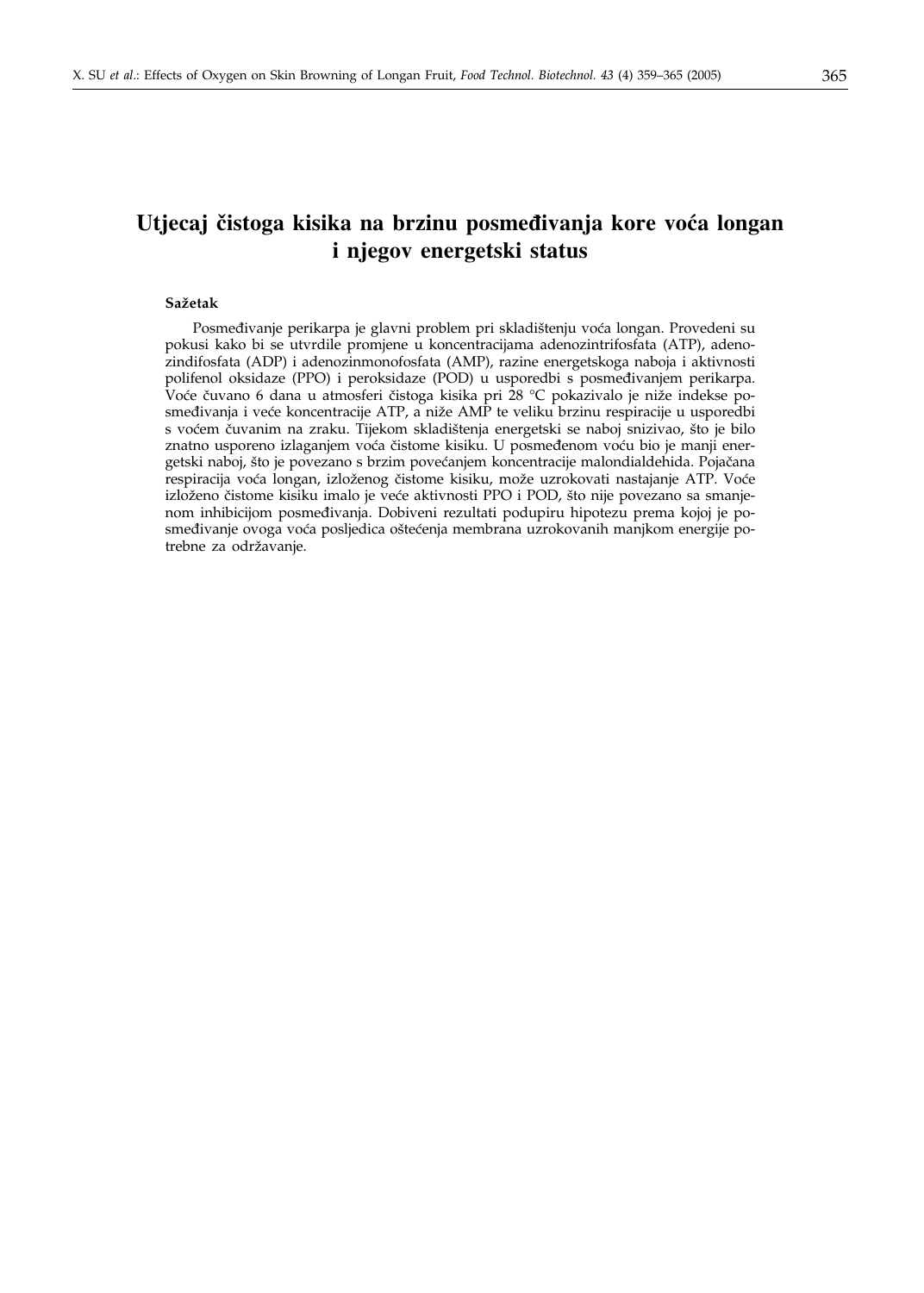# Utjecaj čistoga kisika na brzinu posmeđivanja kore voća longan i njegov energetski status

### Sažetak

Posmeđivanje perikarpa je glavni problem pri skladištenju voća longan. Provedeni su pokusi kako bi se utvrdile promjene u koncentracijama adenozintrifosfata (ATP), adenozindifosfata (ADP) i adenozinmonofosfata (AMP), razine energetskoga naboja i aktivnosti polifenol oksidaze (PPO) i peroksidaze (POD) u usporedbi s posmeđivanjem perikarpa. Voće čuvano 6 dana u atmosferi čistoga kisika pri 28 °C pokazivalo je niže indekse posmeđivanja i veće koncentracije ATP, a niže AMP te veliku brzinu respiracije u usporedbi s voćem čuvanim na zraku. Tijekom skladištenja energetski se naboj snizivao, što je bilo znatno usporeno izlaganjem voća čistome kisiku. U posmeđenom voću bio je manji energetski naboj, što je povezano s brzim povećanjem koncentracije malondialdehida. Pojačana respiracija voća longan, izloženog čistome kisiku, može uzrokovati nastajanje ATP. Voće izloženo čistome kisiku imalo je veće aktivnosti PPO i POD, što nije povezano sa smanjenom inhibicijom posmeđivanja. Dobiveni rezultati podupiru hipotezu prema kojoj je posmeđivanje ovoga voća posljedica oštećenja membrana uzrokovanih manjkom energije potrebne za održavanje.